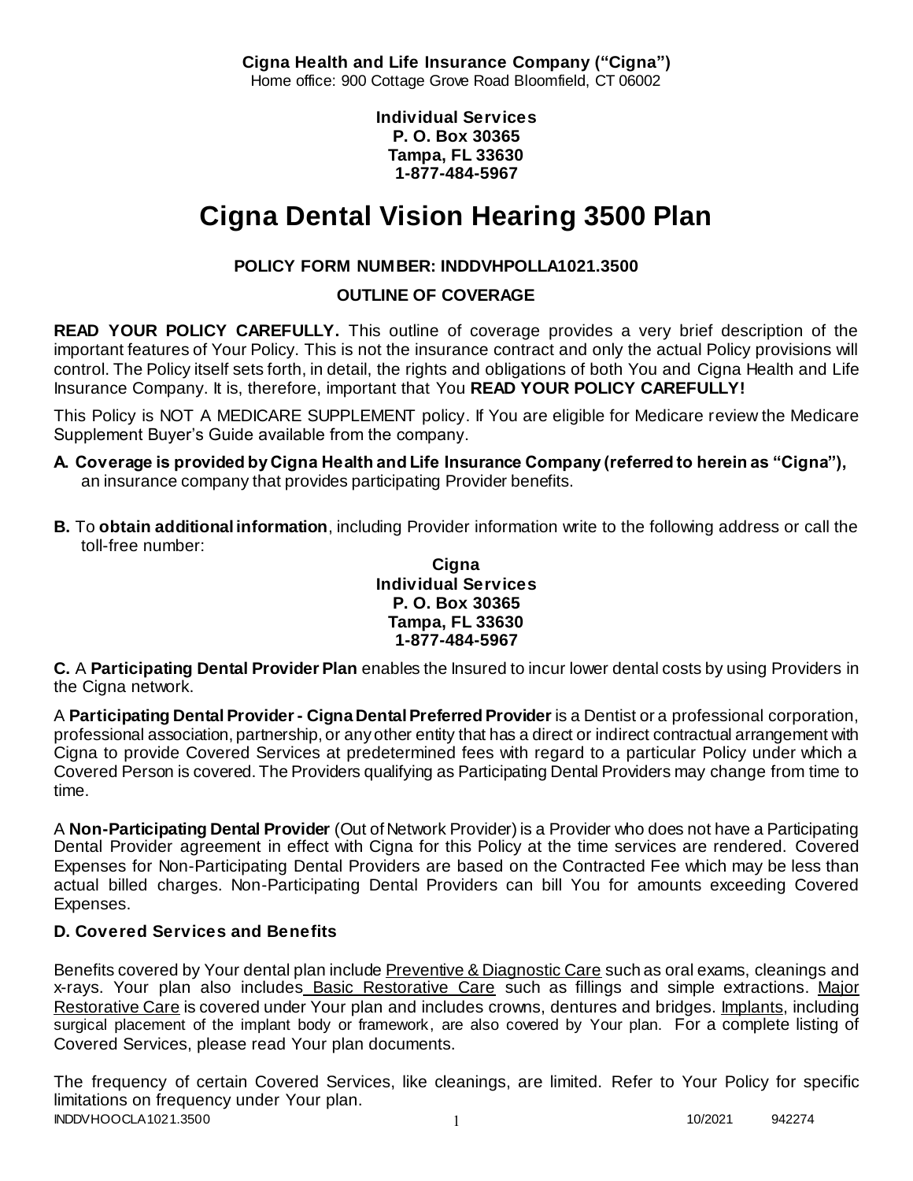**Cigna Health and Life Insurance Company ("Cigna")**
Home office: 900 Cottage Grove Road Bloomfield, CT 06002

**Individual Services**
**P. O. Box 30365**
**Tampa, FL 33630**
**1-877-484-5967**

# Cigna Dental Vision Hearing 3500 Plan

**POLICY FORM NUMBER: INDDVHPOLLA1021.3500**

**OUTLINE OF COVERAGE**

**READ YOUR POLICY CAREFULLY.** This outline of coverage provides a very brief description of the important features of Your Policy. This is not the insurance contract and only the actual Policy provisions will control. The Policy itself sets forth, in detail, the rights and obligations of both You and Cigna Health and Life Insurance Company. It is, therefore, important that You **READ YOUR POLICY CAREFULLY!**

This Policy is NOT A MEDICARE SUPPLEMENT policy. If You are eligible for Medicare review the Medicare Supplement Buyer's Guide available from the company.

**A. Coverage is provided by Cigna Health and Life Insurance Company (referred to herein as "Cigna"),** an insurance company that provides participating Provider benefits.

**B.** To **obtain additional information**, including Provider information write to the following address or call the toll-free number:

**Cigna**
**Individual Services**
**P. O. Box 30365**
**Tampa, FL 33630**
**1-877-484-5967**

**C.** A **Participating Dental Provider Plan** enables the Insured to incur lower dental costs by using Providers in the Cigna network.

A **Participating Dental Provider - Cigna Dental Preferred Provider** is a Dentist or a professional corporation, professional association, partnership, or any other entity that has a direct or indirect contractual arrangement with Cigna to provide Covered Services at predetermined fees with regard to a particular Policy under which a Covered Person is covered. The Providers qualifying as Participating Dental Providers may change from time to time.

A **Non-Participating Dental Provider** (Out of Network Provider) is a Provider who does not have a Participating Dental Provider agreement in effect with Cigna for this Policy at the time services are rendered. Covered Expenses for Non-Participating Dental Providers are based on the Contracted Fee which may be less than actual billed charges. Non-Participating Dental Providers can bill You for amounts exceeding Covered Expenses.

### D. Covered Services and Benefits

Benefits covered by Your dental plan include Preventive & Diagnostic Care such as oral exams, cleanings and x-rays. Your plan also includes Basic Restorative Care such as fillings and simple extractions. Major Restorative Care is covered under Your plan and includes crowns, dentures and bridges. Implants, including surgical placement of the implant body or framework, are also covered by Your plan. For a complete listing of Covered Services, please read Your plan documents.

The frequency of certain Covered Services, like cleanings, are limited. Refer to Your Policy for specific limitations on frequency under Your plan.

INDDVHOOCLA1021.3500 10/2021 942274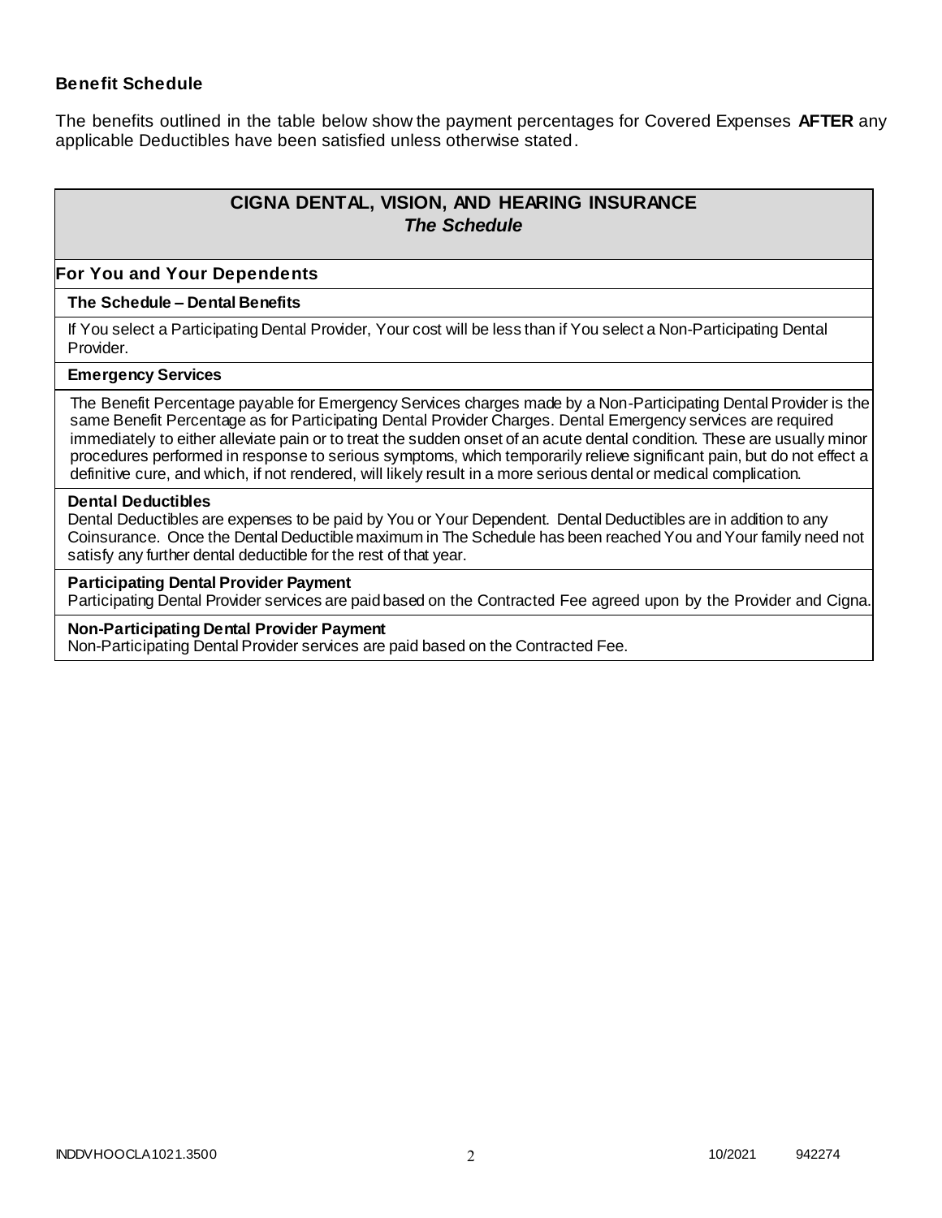### Benefit Schedule

The benefits outlined in the table below show the payment percentages for Covered Expenses **AFTER** any applicable Deductibles have been satisfied unless otherwise stated.

| **CIGNA DENTAL, VISION, AND HEARING INSURANCE** ***The Schedule*** |
|---|
| **For You and Your Dependents** |
| **The Schedule – Dental Benefits** |
| If You select a Participating Dental Provider, Your cost will be less than if You select a Non-Participating Dental Provider. |
| **Emergency Services** |
| The Benefit Percentage payable for Emergency Services charges made by a Non-Participating Dental Provider is the same Benefit Percentage as for Participating Dental Provider Charges. Dental Emergency services are required immediately to either alleviate pain or to treat the sudden onset of an acute dental condition. These are usually minor procedures performed in response to serious symptoms, which temporarily relieve significant pain, but do not effect a definitive cure, and which, if not rendered, will likely result in a more serious dental or medical complication. |
| **Dental Deductibles** Dental Deductibles are expenses to be paid by You or Your Dependent. Dental Deductibles are in addition to any Coinsurance. Once the Dental Deductible maximum in The Schedule has been reached You and Your family need not satisfy any further dental deductible for the rest of that year. |
| **Participating Dental Provider Payment** Participating Dental Provider services are paid based on the Contracted Fee agreed upon by the Provider and Cigna. |
| **Non-Participating Dental Provider Payment** Non-Participating Dental Provider services are paid based on the Contracted Fee. |

INDDVHOOCLA1021.3500 10/2021 942274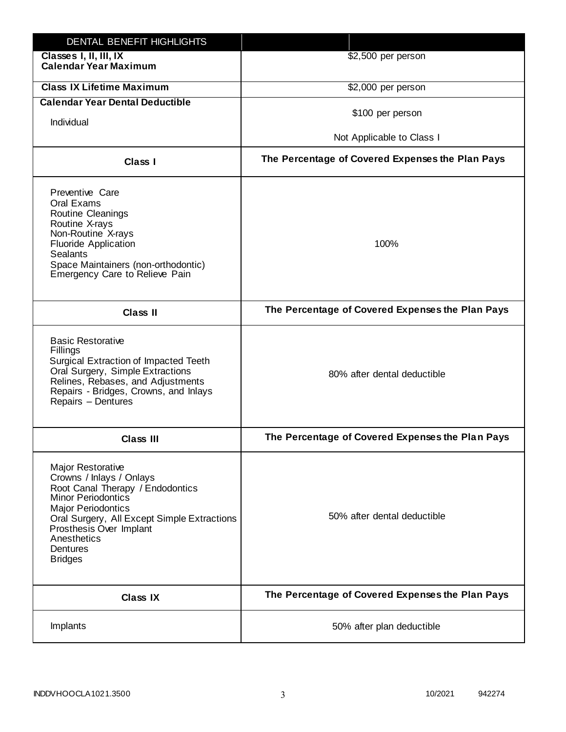| DENTAL BENEFIT HIGHLIGHTS | |
|---|---|
| **Classes I, II, III, IX Calendar Year Maximum** | $2,500 per person |
| **Class IX Lifetime Maximum** | $2,000 per person |
| **Calendar Year Dental Deductible**<br>Individual | $100 per person<br>Not Applicable to Class I |
| **Class I** | **The Percentage of Covered Expenses the Plan Pays** |
| Preventive Care<br>Oral Exams<br>Routine Cleanings<br>Routine X-rays<br>Non-Routine X-rays<br>Fluoride Application<br>Sealants<br>Space Maintainers (non-orthodontic)<br>Emergency Care to Relieve Pain | 100% |
| **Class II** | **The Percentage of Covered Expenses the Plan Pays** |
| Basic Restorative<br>Fillings<br>Surgical Extraction of Impacted Teeth<br>Oral Surgery, Simple Extractions<br>Relines, Rebases, and Adjustments<br>Repairs - Bridges, Crowns, and Inlays<br>Repairs – Dentures | 80% after dental deductible |
| **Class III** | **The Percentage of Covered Expenses the Plan Pays** |
| Major Restorative<br>Crowns / Inlays / Onlays<br>Root Canal Therapy / Endodontics<br>Minor Periodontics<br>Major Periodontics<br>Oral Surgery, All Except Simple Extractions<br>Prosthesis Over Implant<br>Anesthetics<br>Dentures<br>Bridges | 50% after dental deductible |
| **Class IX** | **The Percentage of Covered Expenses the Plan Pays** |
| Implants | 50% after plan deductible |

INDDVHOOCLA1021.3500 10/2021 942274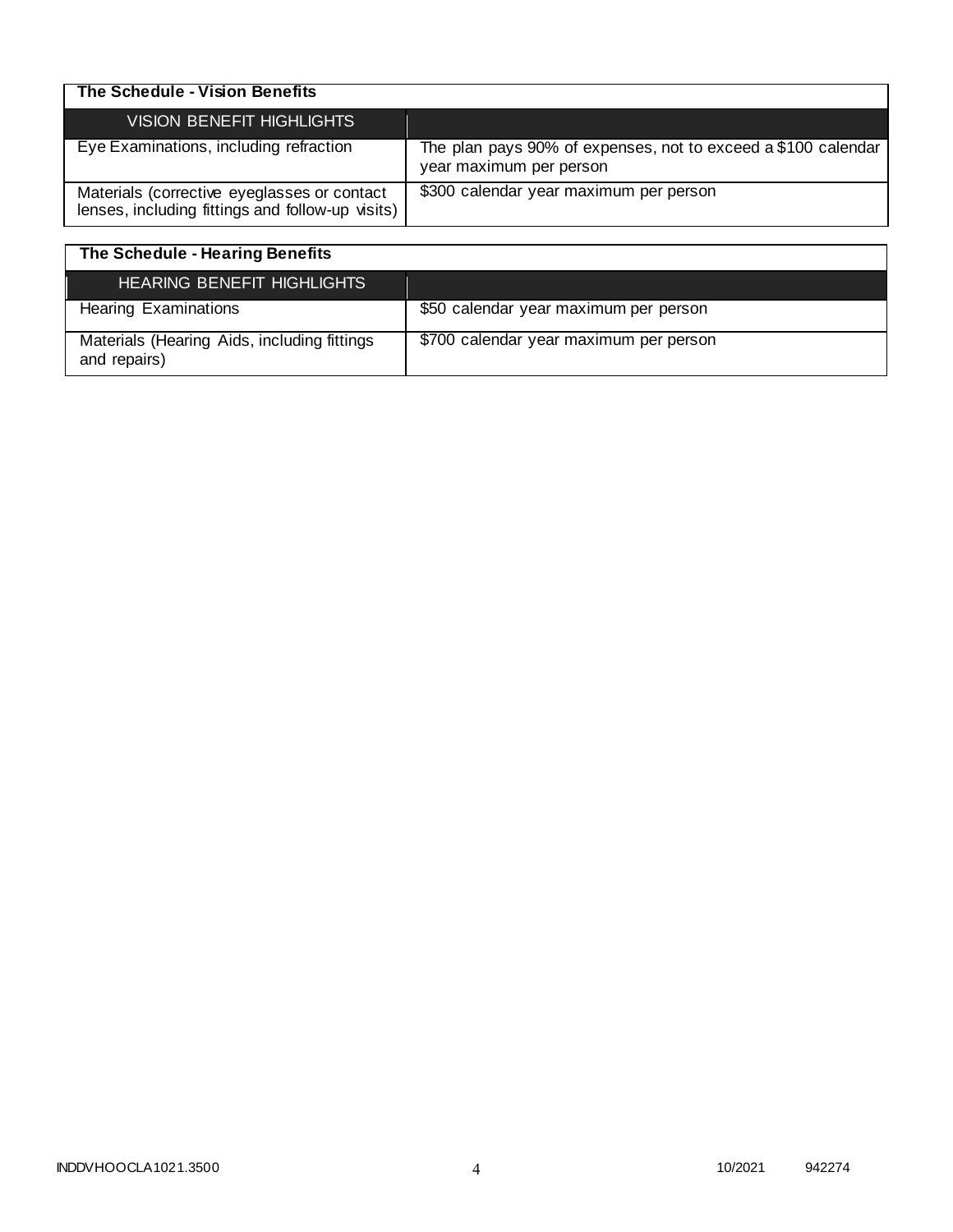| The Schedule - Vision Benefits | |
|---|---|
| VISION BENEFIT HIGHLIGHTS | |
| Eye Examinations, including refraction | The plan pays 90% of expenses, not to exceed a $100 calendar year maximum per person |
| Materials (corrective eyeglasses or contact lenses, including fittings and follow-up visits) | $300 calendar year maximum per person |

| The Schedule - Hearing Benefits | |
|---|---|
| HEARING BENEFIT HIGHLIGHTS | |
| Hearing Examinations | $50 calendar year maximum per person |
| Materials (Hearing Aids, including fittings and repairs) | $700 calendar year maximum per person |

INDDVHOOCLA1021.3500 10/2021 942274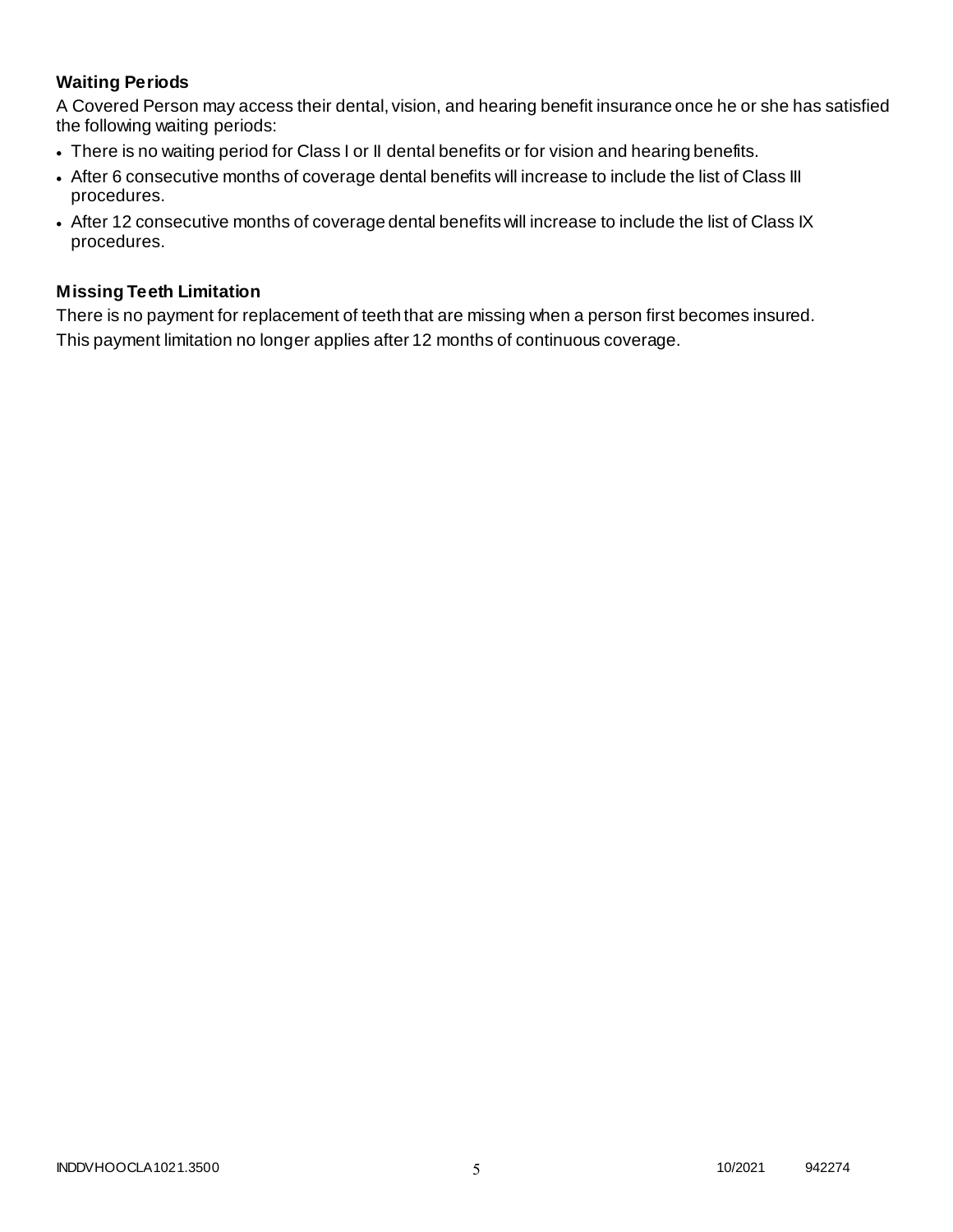### Waiting Periods

A Covered Person may access their dental, vision, and hearing benefit insurance once he or she has satisfied the following waiting periods:

- There is no waiting period for Class I or II dental benefits or for vision and hearing benefits.
- After 6 consecutive months of coverage dental benefits will increase to include the list of Class III procedures.
- After 12 consecutive months of coverage dental benefits will increase to include the list of Class IX procedures.

### Missing Teeth Limitation

There is no payment for replacement of teeth that are missing when a person first becomes insured. This payment limitation no longer applies after 12 months of continuous coverage.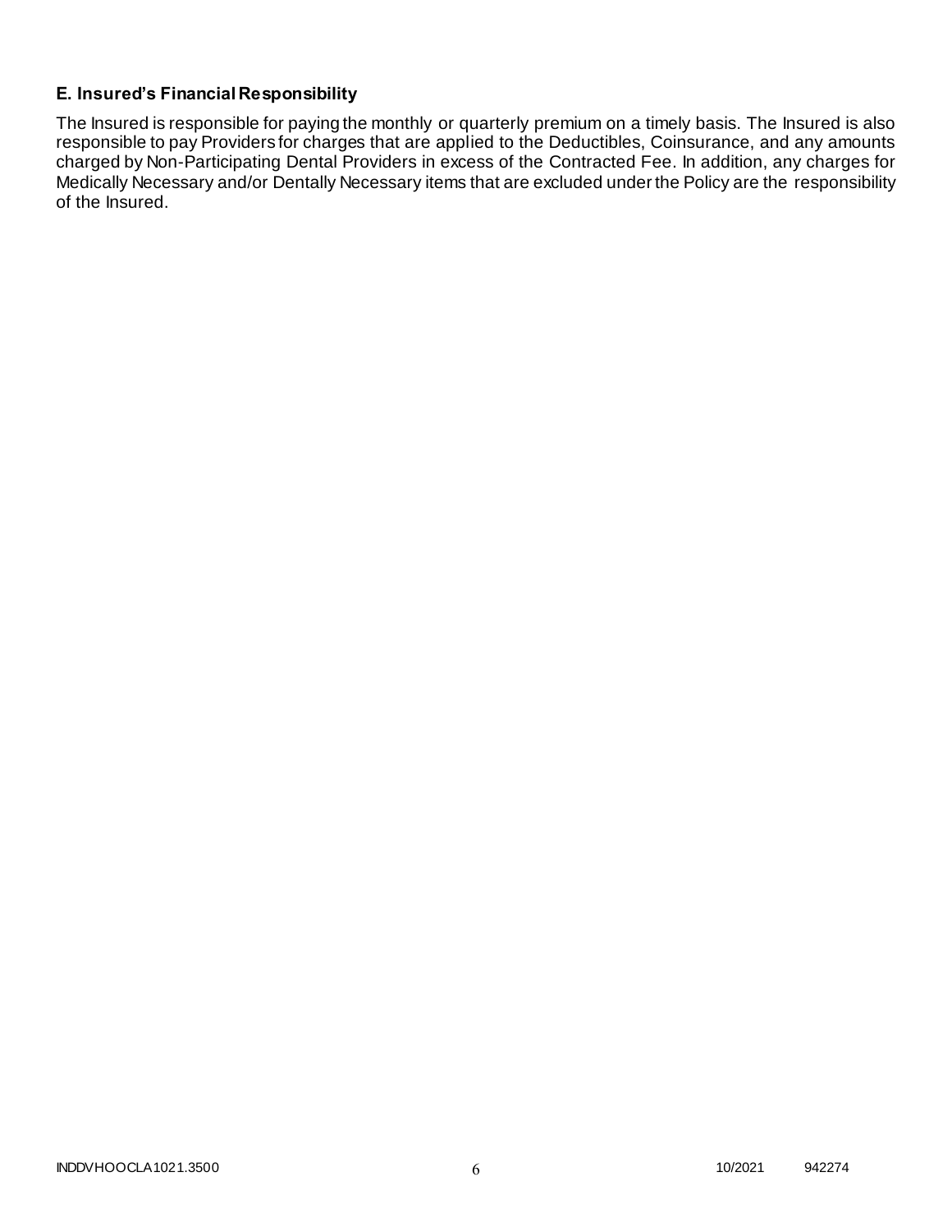### E. Insured's Financial Responsibility

The Insured is responsible for paying the monthly or quarterly premium on a timely basis. The Insured is also responsible to pay Providers for charges that are applied to the Deductibles, Coinsurance, and any amounts charged by Non-Participating Dental Providers in excess of the Contracted Fee. In addition, any charges for Medically Necessary and/or Dentally Necessary items that are excluded under the Policy are the responsibility of the Insured.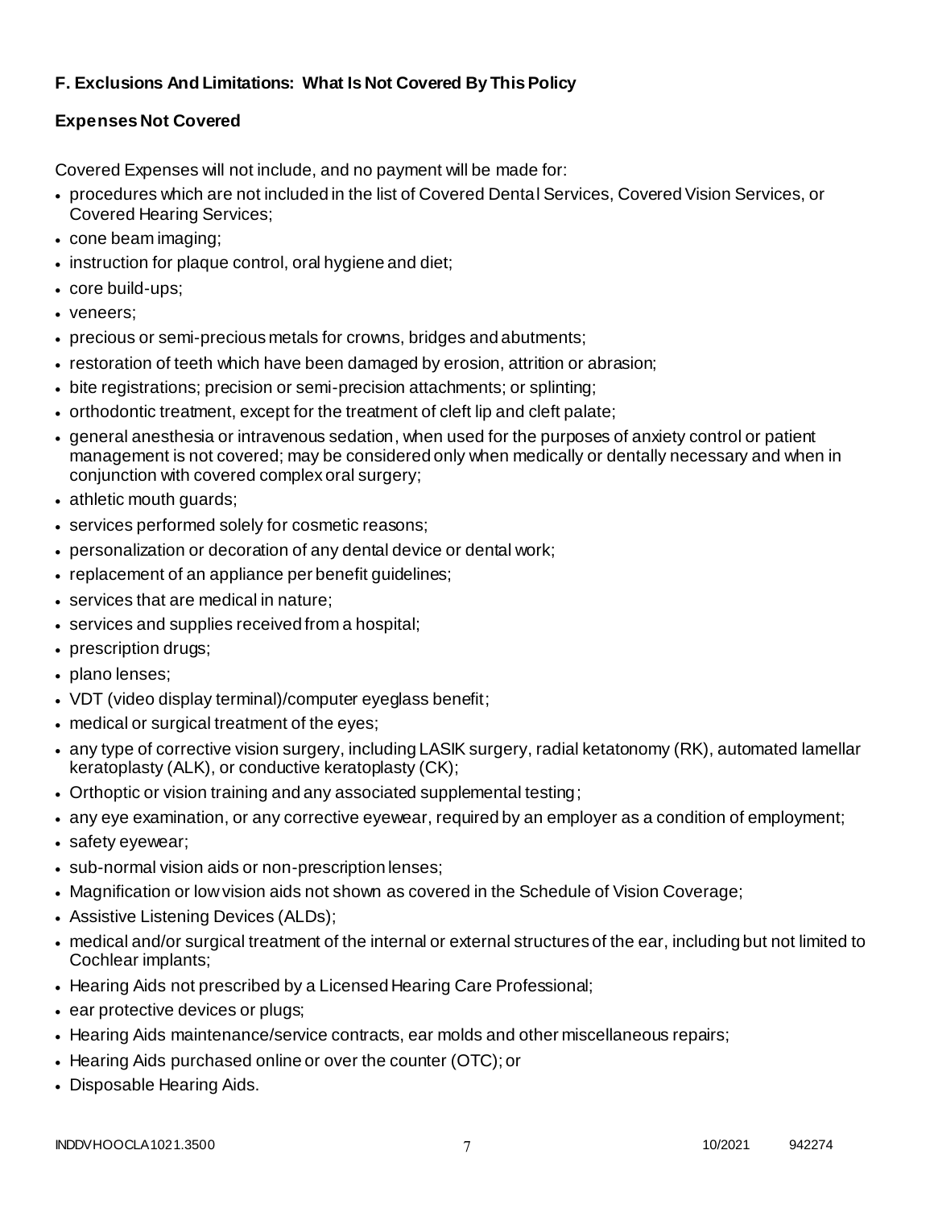## F. Exclusions And Limitations: What Is Not Covered By This Policy

### Expenses Not Covered

Covered Expenses will not include, and no payment will be made for:

- procedures which are not included in the list of Covered Dental Services, Covered Vision Services, or Covered Hearing Services;
- cone beam imaging;
- instruction for plaque control, oral hygiene and diet;
- core build-ups;
- veneers;
- precious or semi-precious metals for crowns, bridges and abutments;
- restoration of teeth which have been damaged by erosion, attrition or abrasion;
- bite registrations; precision or semi-precision attachments; or splinting;
- orthodontic treatment, except for the treatment of cleft lip and cleft palate;
- general anesthesia or intravenous sedation, when used for the purposes of anxiety control or patient management is not covered; may be considered only when medically or dentally necessary and when in conjunction with covered complex oral surgery;
- athletic mouth guards;
- services performed solely for cosmetic reasons;
- personalization or decoration of any dental device or dental work;
- replacement of an appliance per benefit guidelines;
- services that are medical in nature;
- services and supplies received from a hospital;
- prescription drugs;
- plano lenses;
- VDT (video display terminal)/computer eyeglass benefit;
- medical or surgical treatment of the eyes;
- any type of corrective vision surgery, including LASIK surgery, radial ketatonomy (RK), automated lamellar keratoplasty (ALK), or conductive keratoplasty (CK);
- Orthoptic or vision training and any associated supplemental testing;
- any eye examination, or any corrective eyewear, required by an employer as a condition of employment;
- safety eyewear;
- sub-normal vision aids or non-prescription lenses;
- Magnification or low vision aids not shown as covered in the Schedule of Vision Coverage;
- Assistive Listening Devices (ALDs);
- medical and/or surgical treatment of the internal or external structures of the ear, including but not limited to Cochlear implants;
- Hearing Aids not prescribed by a Licensed Hearing Care Professional;
- ear protective devices or plugs;
- Hearing Aids maintenance/service contracts, ear molds and other miscellaneous repairs;
- Hearing Aids purchased online or over the counter (OTC); or
- Disposable Hearing Aids.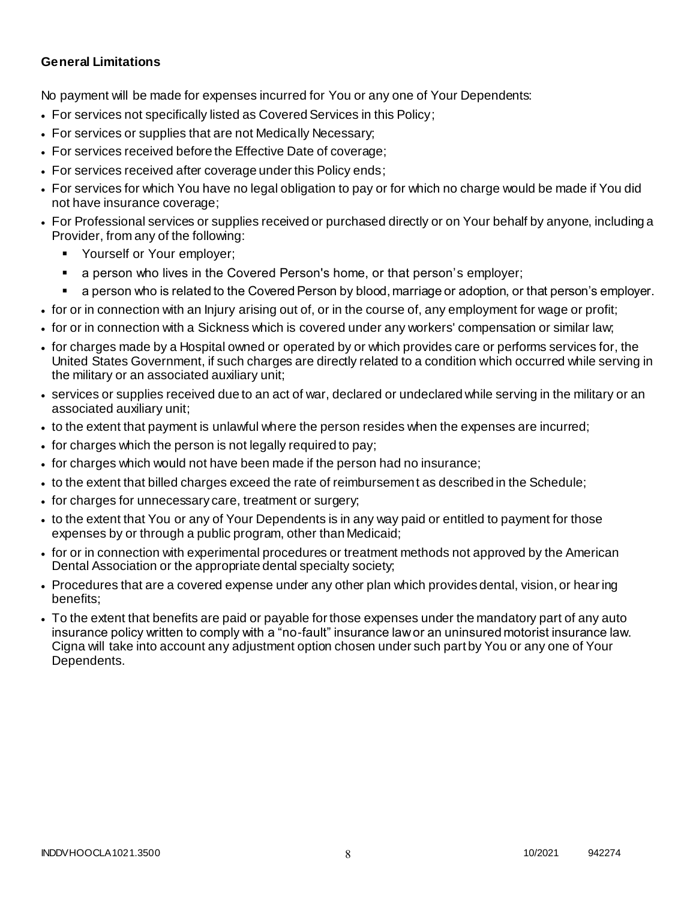**General Limitations**

No payment will be made for expenses incurred for You or any one of Your Dependents:

- For services not specifically listed as Covered Services in this Policy;
- For services or supplies that are not Medically Necessary;
- For services received before the Effective Date of coverage;
- For services received after coverage under this Policy ends;
- For services for which You have no legal obligation to pay or for which no charge would be made if You did not have insurance coverage;
- For Professional services or supplies received or purchased directly or on Your behalf by anyone, including a Provider, from any of the following:
  - Yourself or Your employer;
  - a person who lives in the Covered Person's home, or that person's employer;
  - a person who is related to the Covered Person by blood, marriage or adoption, or that person's employer.
- for or in connection with an Injury arising out of, or in the course of, any employment for wage or profit;
- for or in connection with a Sickness which is covered under any workers' compensation or similar law;
- for charges made by a Hospital owned or operated by or which provides care or performs services for, the United States Government, if such charges are directly related to a condition which occurred while serving in the military or an associated auxiliary unit;
- services or supplies received due to an act of war, declared or undeclared while serving in the military or an associated auxiliary unit;
- to the extent that payment is unlawful where the person resides when the expenses are incurred;
- for charges which the person is not legally required to pay;
- for charges which would not have been made if the person had no insurance;
- to the extent that billed charges exceed the rate of reimbursement as described in the Schedule;
- for charges for unnecessary care, treatment or surgery;
- to the extent that You or any of Your Dependents is in any way paid or entitled to payment for those expenses by or through a public program, other than Medicaid;
- for or in connection with experimental procedures or treatment methods not approved by the American Dental Association or the appropriate dental specialty society;
- Procedures that are a covered expense under any other plan which provides dental, vision, or hearing benefits;
- To the extent that benefits are paid or payable for those expenses under the mandatory part of any auto insurance policy written to comply with a "no-fault" insurance law or an uninsured motorist insurance law. Cigna will take into account any adjustment option chosen under such part by You or any one of Your Dependents.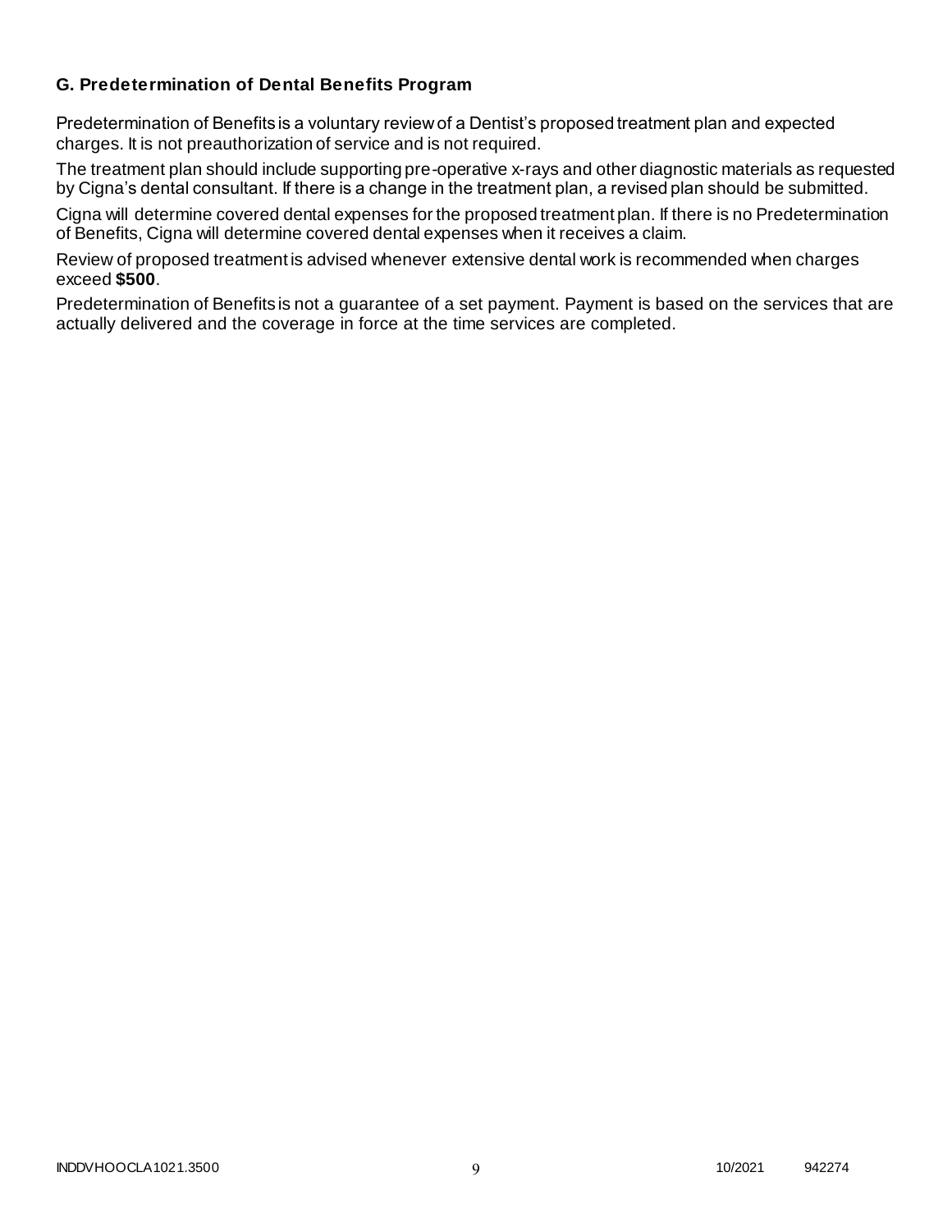### G. Predetermination of Dental Benefits Program

Predetermination of Benefits is a voluntary review of a Dentist's proposed treatment plan and expected charges. It is not preauthorization of service and is not required.

The treatment plan should include supporting pre-operative x-rays and other diagnostic materials as requested by Cigna's dental consultant. If there is a change in the treatment plan, a revised plan should be submitted.

Cigna will determine covered dental expenses for the proposed treatment plan. If there is no Predetermination of Benefits, Cigna will determine covered dental expenses when it receives a claim.

Review of proposed treatment is advised whenever extensive dental work is recommended when charges exceed **$500**.

Predetermination of Benefits is not a guarantee of a set payment. Payment is based on the services that are actually delivered and the coverage in force at the time services are completed.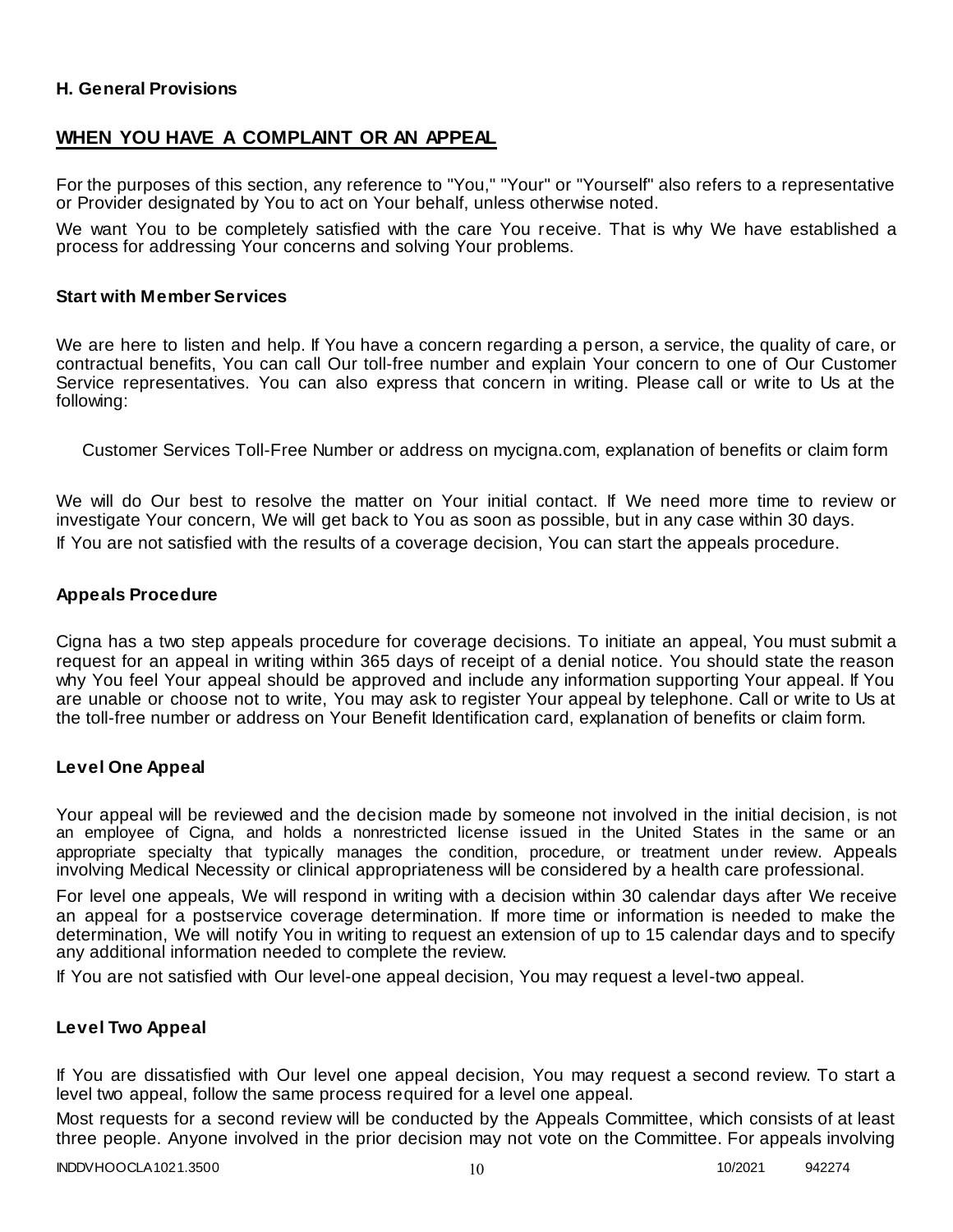### H. General Provisions

## WHEN YOU HAVE A COMPLAINT OR AN APPEAL

For the purposes of this section, any reference to "You," "Your" or "Yourself" also refers to a representative or Provider designated by You to act on Your behalf, unless otherwise noted.

We want You to be completely satisfied with the care You receive. That is why We have established a process for addressing Your concerns and solving Your problems.

### Start with Member Services

We are here to listen and help. If You have a concern regarding a person, a service, the quality of care, or contractual benefits, You can call Our toll-free number and explain Your concern to one of Our Customer Service representatives. You can also express that concern in writing. Please call or write to Us at the following:

Customer Services Toll-Free Number or address on mycigna.com, explanation of benefits or claim form

We will do Our best to resolve the matter on Your initial contact. If We need more time to review or investigate Your concern, We will get back to You as soon as possible, but in any case within 30 days.

If You are not satisfied with the results of a coverage decision, You can start the appeals procedure.

### Appeals Procedure

Cigna has a two step appeals procedure for coverage decisions. To initiate an appeal, You must submit a request for an appeal in writing within 365 days of receipt of a denial notice. You should state the reason why You feel Your appeal should be approved and include any information supporting Your appeal. If You are unable or choose not to write, You may ask to register Your appeal by telephone. Call or write to Us at the toll-free number or address on Your Benefit Identification card, explanation of benefits or claim form.

### Level One Appeal

Your appeal will be reviewed and the decision made by someone not involved in the initial decision, is not an employee of Cigna, and holds a nonrestricted license issued in the United States in the same or an appropriate specialty that typically manages the condition, procedure, or treatment under review. Appeals involving Medical Necessity or clinical appropriateness will be considered by a health care professional.

For level one appeals, We will respond in writing with a decision within 30 calendar days after We receive an appeal for a postservice coverage determination. If more time or information is needed to make the determination, We will notify You in writing to request an extension of up to 15 calendar days and to specify any additional information needed to complete the review.

If You are not satisfied with Our level-one appeal decision, You may request a level-two appeal.

### Level Two Appeal

If You are dissatisfied with Our level one appeal decision, You may request a second review. To start a level two appeal, follow the same process required for a level one appeal.

Most requests for a second review will be conducted by the Appeals Committee, which consists of at least three people. Anyone involved in the prior decision may not vote on the Committee. For appeals involving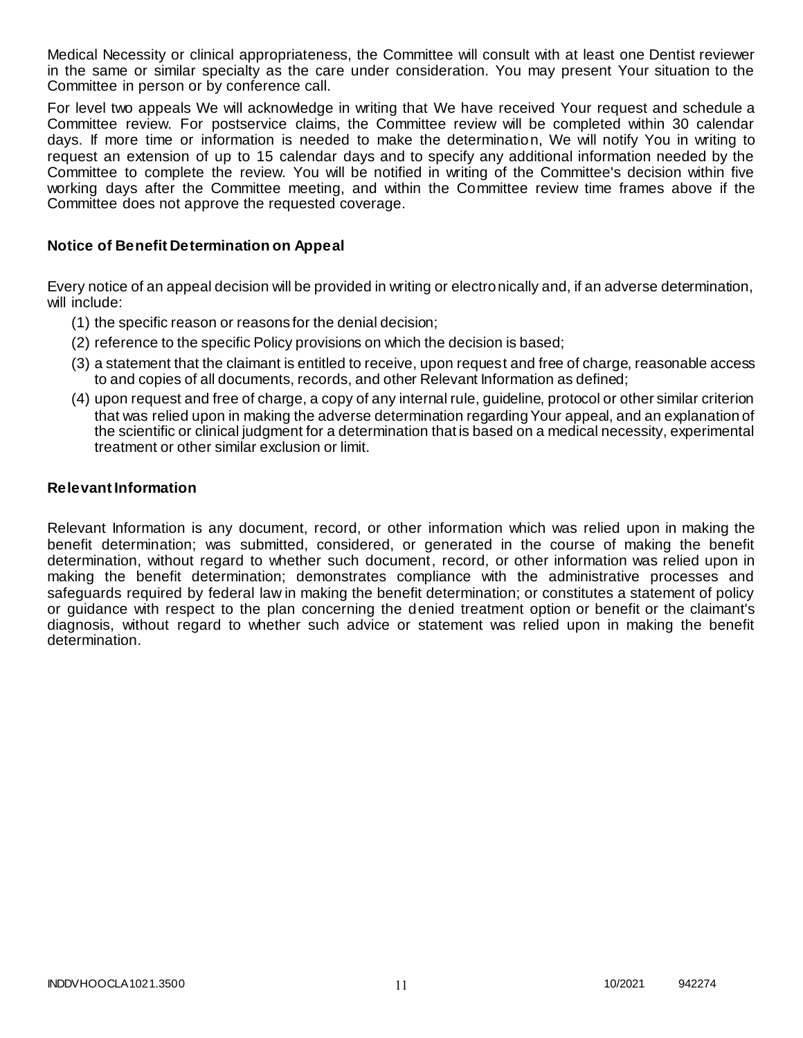Medical Necessity or clinical appropriateness, the Committee will consult with at least one Dentist reviewer in the same or similar specialty as the care under consideration. You may present Your situation to the Committee in person or by conference call.

For level two appeals We will acknowledge in writing that We have received Your request and schedule a Committee review. For postservice claims, the Committee review will be completed within 30 calendar days. If more time or information is needed to make the determination, We will notify You in writing to request an extension of up to 15 calendar days and to specify any additional information needed by the Committee to complete the review. You will be notified in writing of the Committee's decision within five working days after the Committee meeting, and within the Committee review time frames above if the Committee does not approve the requested coverage.

### Notice of Benefit Determination on Appeal

Every notice of an appeal decision will be provided in writing or electronically and, if an adverse determination, will include:

(1) the specific reason or reasons for the denial decision;

(2) reference to the specific Policy provisions on which the decision is based;

(3) a statement that the claimant is entitled to receive, upon request and free of charge, reasonable access to and copies of all documents, records, and other Relevant Information as defined;

(4) upon request and free of charge, a copy of any internal rule, guideline, protocol or other similar criterion that was relied upon in making the adverse determination regarding Your appeal, and an explanation of the scientific or clinical judgment for a determination that is based on a medical necessity, experimental treatment or other similar exclusion or limit.

### Relevant Information

Relevant Information is any document, record, or other information which was relied upon in making the benefit determination; was submitted, considered, or generated in the course of making the benefit determination, without regard to whether such document, record, or other information was relied upon in making the benefit determination; demonstrates compliance with the administrative processes and safeguards required by federal law in making the benefit determination; or constitutes a statement of policy or guidance with respect to the plan concerning the denied treatment option or benefit or the claimant's diagnosis, without regard to whether such advice or statement was relied upon in making the benefit determination.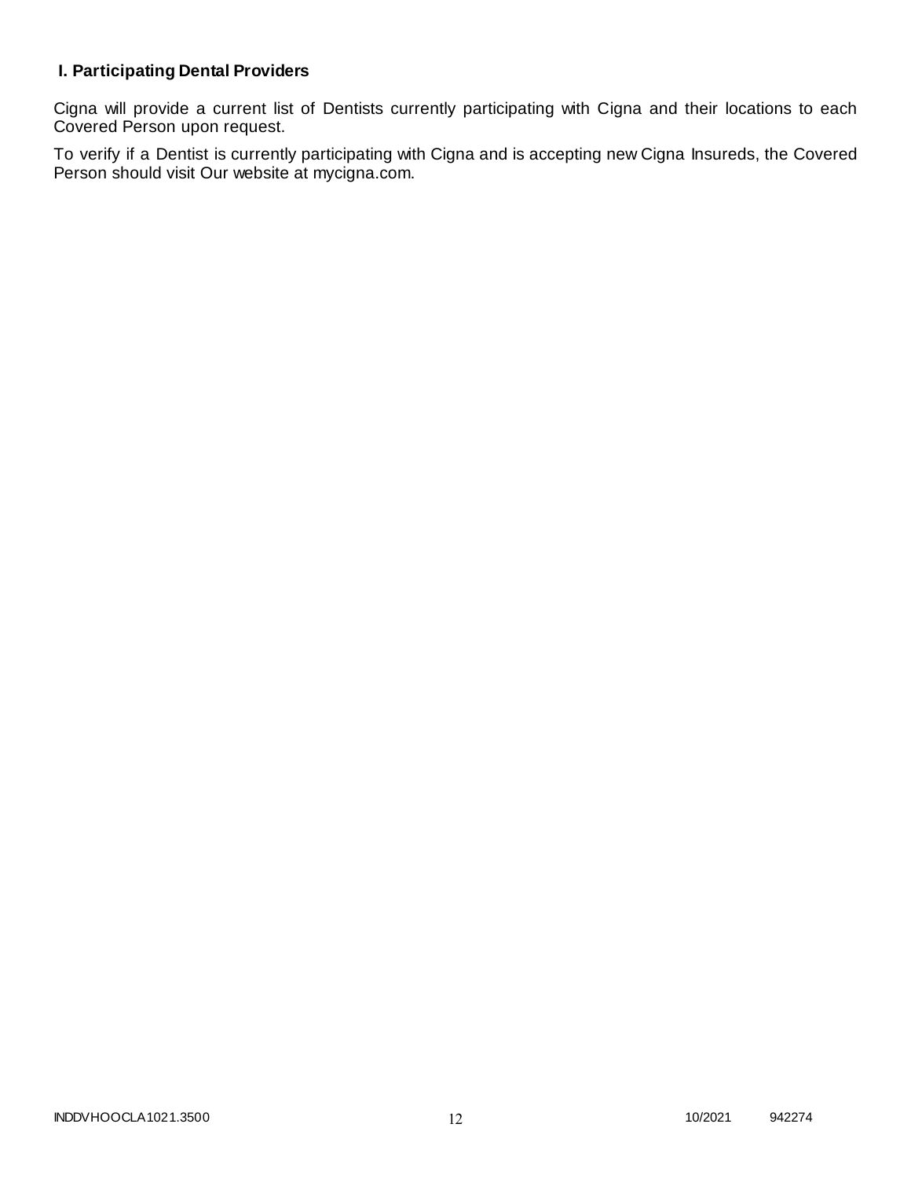### I. Participating Dental Providers

Cigna will provide a current list of Dentists currently participating with Cigna and their locations to each Covered Person upon request.

To verify if a Dentist is currently participating with Cigna and is accepting new Cigna Insureds, the Covered Person should visit Our website at mycigna.com.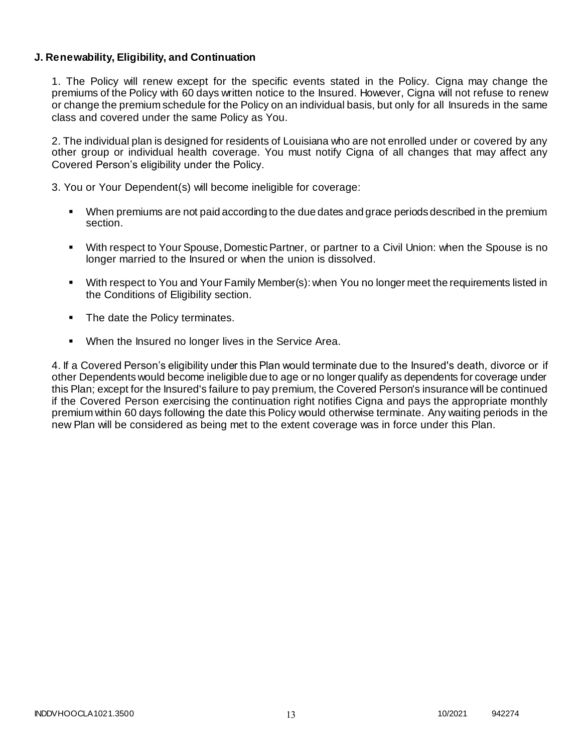**J. Renewability, Eligibility, and Continuation**

1. The Policy will renew except for the specific events stated in the Policy. Cigna may change the premiums of the Policy with 60 days written notice to the Insured. However, Cigna will not refuse to renew or change the premium schedule for the Policy on an individual basis, but only for all Insureds in the same class and covered under the same Policy as You.

2. The individual plan is designed for residents of Louisiana who are not enrolled under or covered by any other group or individual health coverage. You must notify Cigna of all changes that may affect any Covered Person's eligibility under the Policy.

3. You or Your Dependent(s) will become ineligible for coverage:

- When premiums are not paid according to the due dates and grace periods described in the premium section.
- With respect to Your Spouse, Domestic Partner, or partner to a Civil Union: when the Spouse is no longer married to the Insured or when the union is dissolved.
- With respect to You and Your Family Member(s): when You no longer meet the requirements listed in the Conditions of Eligibility section.
- The date the Policy terminates.
- When the Insured no longer lives in the Service Area.

4. If a Covered Person's eligibility under this Plan would terminate due to the Insured's death, divorce or if other Dependents would become ineligible due to age or no longer qualify as dependents for coverage under this Plan; except for the Insured's failure to pay premium, the Covered Person's insurance will be continued if the Covered Person exercising the continuation right notifies Cigna and pays the appropriate monthly premium within 60 days following the date this Policy would otherwise terminate. Any waiting periods in the new Plan will be considered as being met to the extent coverage was in force under this Plan.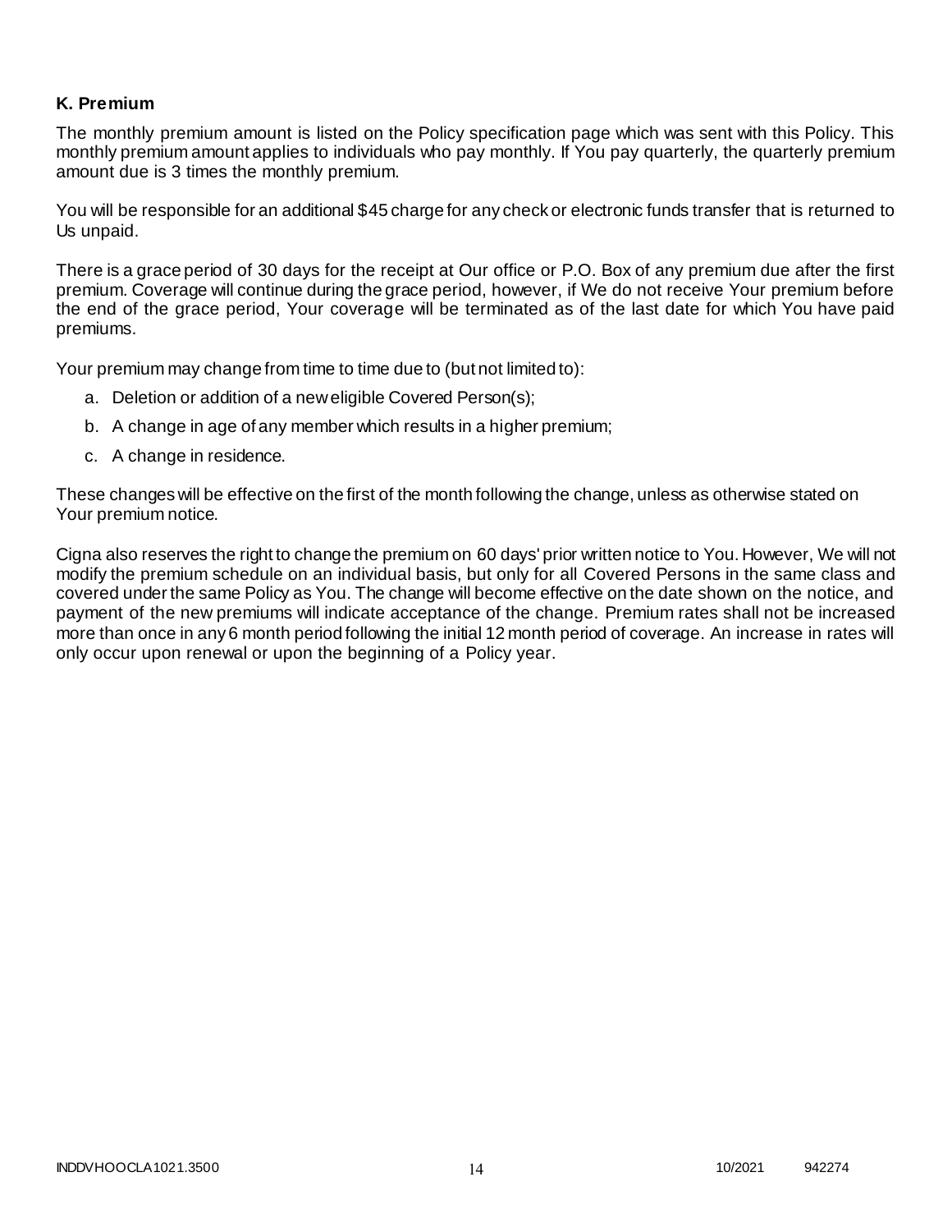### K. Premium

The monthly premium amount is listed on the Policy specification page which was sent with this Policy. This monthly premium amount applies to individuals who pay monthly. If You pay quarterly, the quarterly premium amount due is 3 times the monthly premium.

You will be responsible for an additional $45 charge for any check or electronic funds transfer that is returned to Us unpaid.

There is a grace period of 30 days for the receipt at Our office or P.O. Box of any premium due after the first premium. Coverage will continue during the grace period, however, if We do not receive Your premium before the end of the grace period, Your coverage will be terminated as of the last date for which You have paid premiums.

Your premium may change from time to time due to (but not limited to):

a. Deletion or addition of a new eligible Covered Person(s);
b. A change in age of any member which results in a higher premium;
c. A change in residence.

These changes will be effective on the first of the month following the change, unless as otherwise stated on Your premium notice.

Cigna also reserves the right to change the premium on 60 days' prior written notice to You. However, We will not modify the premium schedule on an individual basis, but only for all Covered Persons in the same class and covered under the same Policy as You. The change will become effective on the date shown on the notice, and payment of the new premiums will indicate acceptance of the change. Premium rates shall not be increased more than once in any 6 month period following the initial 12 month period of coverage. An increase in rates will only occur upon renewal or upon the beginning of a Policy year.